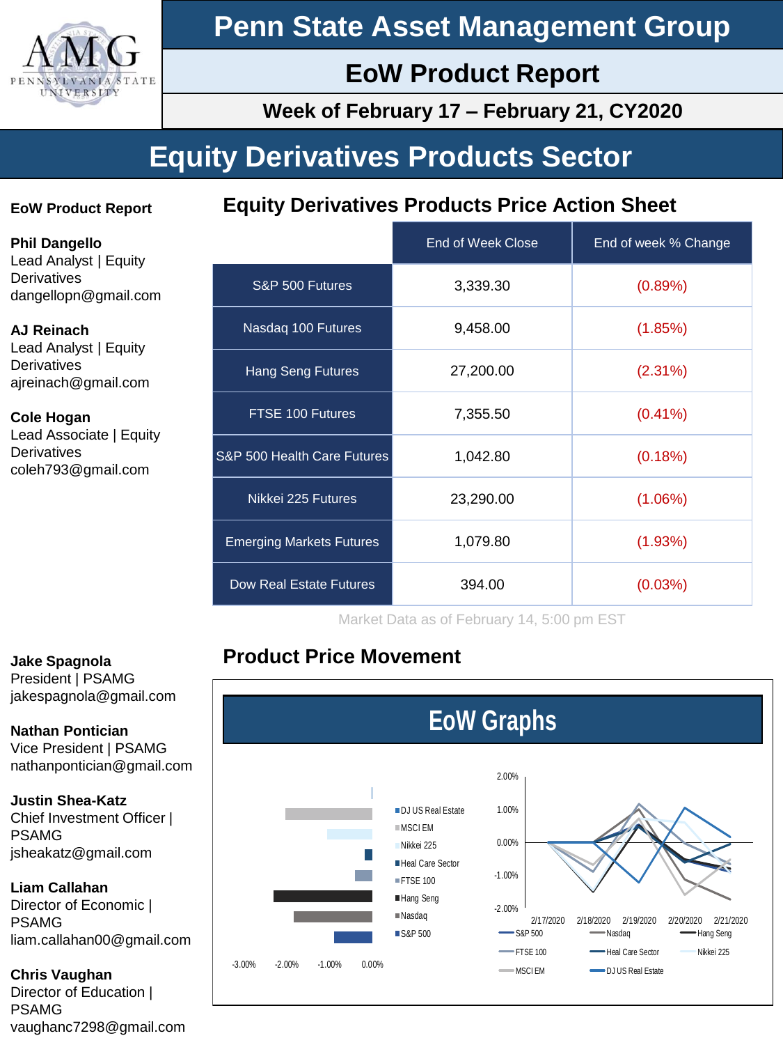# Penn State Asset Management Group

## EoW Product Report

### Week of February 17 – February 21, CY2020

# Equity Derivatives Products Sector

**EoW Product Report**

**Phil Dangello**
Lead Analyst | Equity Derivatives
dangellopn@gmail.com

**AJ Reinach**
Lead Analyst | Equity Derivatives
ajreinach@gmail.com

**Cole Hogan**
Lead Associate | Equity Derivatives
coleh793@gmail.com

**Jake Spagnola**
President | PSAMG
jakespagnola@gmail.com

**Nathan Pontician**
Vice President | PSAMG
nathanpontician@gmail.com

**Justin Shea-Katz**
Chief Investment Officer | PSAMG
jsheakatz@gmail.com

**Liam Callahan**
Director of Economic | PSAMG
liam.callahan00@gmail.com

**Chris Vaughan**
Director of Education | PSAMG
vaughanc7298@gmail.com

## Equity Derivatives Products Price Action Sheet

| | End of Week Close | End of week % Change |
|---|---|---|
| S&P 500 Futures | 3,339.30 | (0.89%) |
| Nasdaq 100 Futures | 9,458.00 | (1.85%) |
| Hang Seng Futures | 27,200.00 | (2.31%) |
| FTSE 100 Futures | 7,355.50 | (0.41%) |
| S&P 500 Health Care Futures | 1,042.80 | (0.18%) |
| Nikkei 225 Futures | 23,290.00 | (1.06%) |
| Emerging Markets Futures | 1,079.80 | (1.93%) |
| Dow Real Estate Futures | 394.00 | (0.03%) |

Market Data as of February 14, 5:00 pm EST

## Product Price Movement

EoW Graphs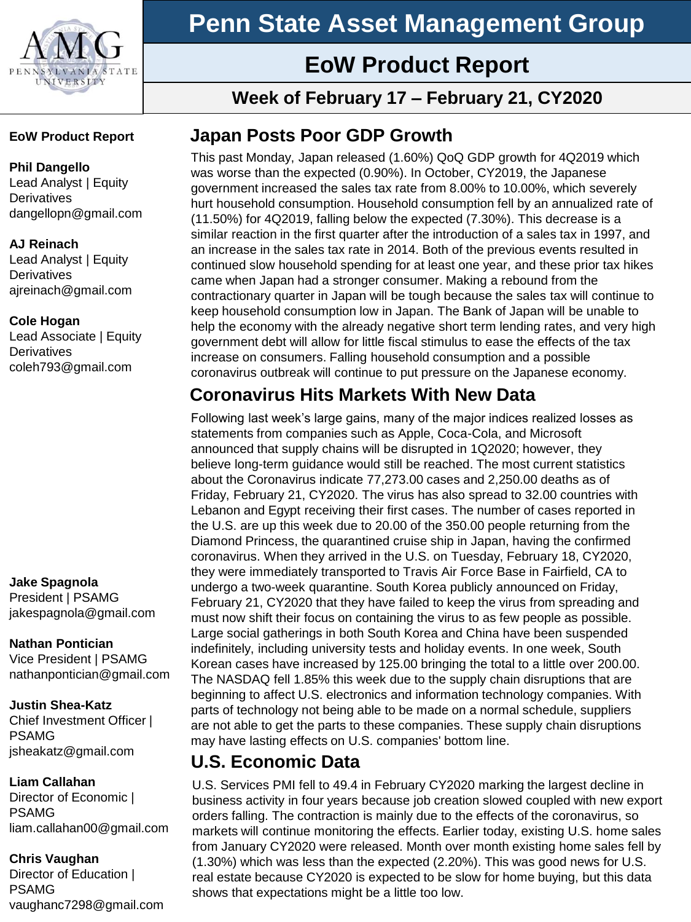# Penn State Asset Management Group

## EoW Product Report

### Week of February 17 – February 21, CY2020

**EoW Product Report**

**Phil Dangello**
Lead Analyst | Equity Derivatives
dangellopn@gmail.com

**AJ Reinach**
Lead Analyst | Equity Derivatives
ajreinach@gmail.com

**Cole Hogan**
Lead Associate | Equity Derivatives
coleh793@gmail.com

**Jake Spagnola**
President | PSAMG
jakespagnola@gmail.com

**Nathan Pontician**
Vice President | PSAMG
nathanpontician@gmail.com

**Justin Shea-Katz**
Chief Investment Officer | PSAMG
jsheakatz@gmail.com

**Liam Callahan**
Director of Economic | PSAMG
liam.callahan00@gmail.com

**Chris Vaughan**
Director of Education | PSAMG
vaughanc7298@gmail.com

## Japan Posts Poor GDP Growth

This past Monday, Japan released (1.60%) QoQ GDP growth for 4Q2019 which was worse than the expected (0.90%). In October, CY2019, the Japanese government increased the sales tax rate from 8.00% to 10.00%, which severely hurt household consumption. Household consumption fell by an annualized rate of (11.50%) for 4Q2019, falling below the expected (7.30%). This decrease is a similar reaction in the first quarter after the introduction of a sales tax in 1997, and an increase in the sales tax rate in 2014. Both of the previous events resulted in continued slow household spending for at least one year, and these prior tax hikes came when Japan had a stronger consumer. Making a rebound from the contractionary quarter in Japan will be tough because the sales tax will continue to keep household consumption low in Japan. The Bank of Japan will be unable to help the economy with the already negative short term lending rates, and very high government debt will allow for little fiscal stimulus to ease the effects of the tax increase on consumers. Falling household consumption and a possible coronavirus outbreak will continue to put pressure on the Japanese economy.

## Coronavirus Hits Markets With New Data

Following last week's large gains, many of the major indices realized losses as statements from companies such as Apple, Coca-Cola, and Microsoft announced that supply chains will be disrupted in 1Q2020; however, they believe long-term guidance would still be reached. The most current statistics about the Coronavirus indicate 77,273.00 cases and 2,250.00 deaths as of Friday, February 21, CY2020. The virus has also spread to 32.00 countries with Lebanon and Egypt receiving their first cases. The number of cases reported in the U.S. are up this week due to 20.00 of the 350.00 people returning from the Diamond Princess, the quarantined cruise ship in Japan, having the confirmed coronavirus. When they arrived in the U.S. on Tuesday, February 18, CY2020, they were immediately transported to Travis Air Force Base in Fairfield, CA to undergo a two-week quarantine. South Korea publicly announced on Friday, February 21, CY2020 that they have failed to keep the virus from spreading and must now shift their focus on containing the virus to as few people as possible. Large social gatherings in both South Korea and China have been suspended indefinitely, including university tests and holiday events. In one week, South Korean cases have increased by 125.00 bringing the total to a little over 200.00. The NASDAQ fell 1.85% this week due to the supply chain disruptions that are beginning to affect U.S. electronics and information technology companies. With parts of technology not being able to be made on a normal schedule, suppliers are not able to get the parts to these companies. These supply chain disruptions may have lasting effects on U.S. companies' bottom line.

## U.S. Economic Data

U.S. Services PMI fell to 49.4 in February CY2020 marking the largest decline in business activity in four years because job creation slowed coupled with new export orders falling. The contraction is mainly due to the effects of the coronavirus, so markets will continue monitoring the effects. Earlier today, existing U.S. home sales from January CY2020 were released. Month over month existing home sales fell by (1.30%) which was less than the expected (2.20%). This was good news for U.S. real estate because CY2020 is expected to be slow for home buying, but this data shows that expectations might be a little too low.